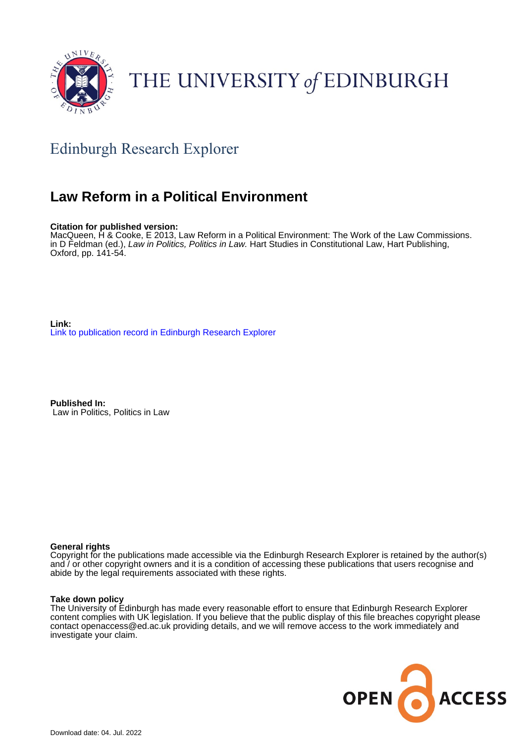THE UNIVERSITY *of* EDINBURGH

## Edinburgh Research Explorer

# Law Reform in a Political Environment

**Citation for published version:**
MacQueen, H & Cooke, E 2013, Law Reform in a Political Environment: The Work of the Law Commissions. in D Feldman (ed.), *Law in Politics, Politics in Law.* Hart Studies in Constitutional Law, Hart Publishing, Oxford, pp. 141-54.

**Link:**
Link to publication record in Edinburgh Research Explorer

**Published In:**
Law in Politics, Politics in Law

**General rights**
Copyright for the publications made accessible via the Edinburgh Research Explorer is retained by the author(s) and / or other copyright owners and it is a condition of accessing these publications that users recognise and abide by the legal requirements associated with these rights.

**Take down policy**
The University of Edinburgh has made every reasonable effort to ensure that Edinburgh Research Explorer content complies with UK legislation. If you believe that the public display of this file breaches copyright please contact openaccess@ed.ac.uk providing details, and we will remove access to the work immediately and investigate your claim.

OPEN ACCESS

Download date: 04. Jul. 2022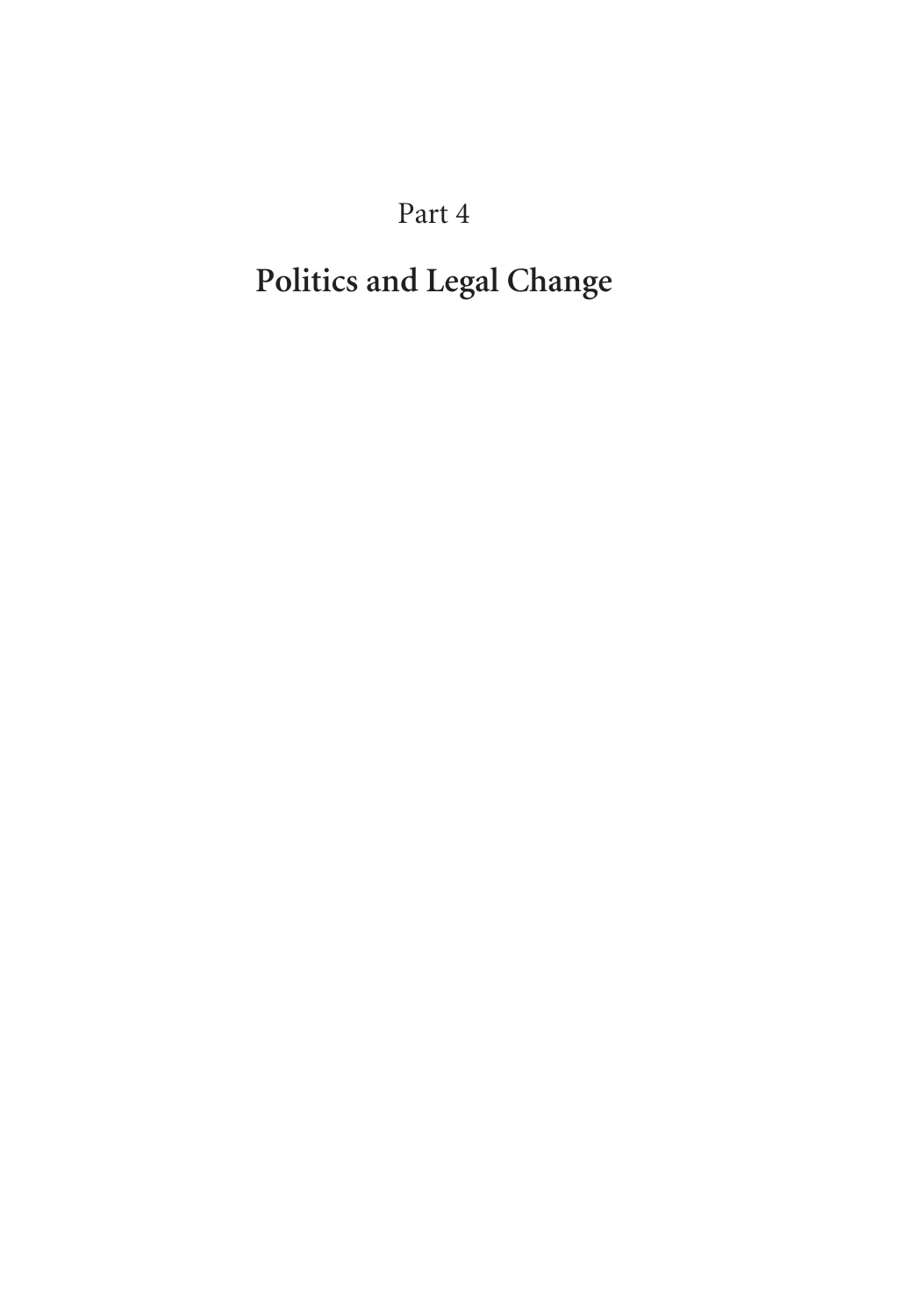# Part 4

# **Politics and Legal Change**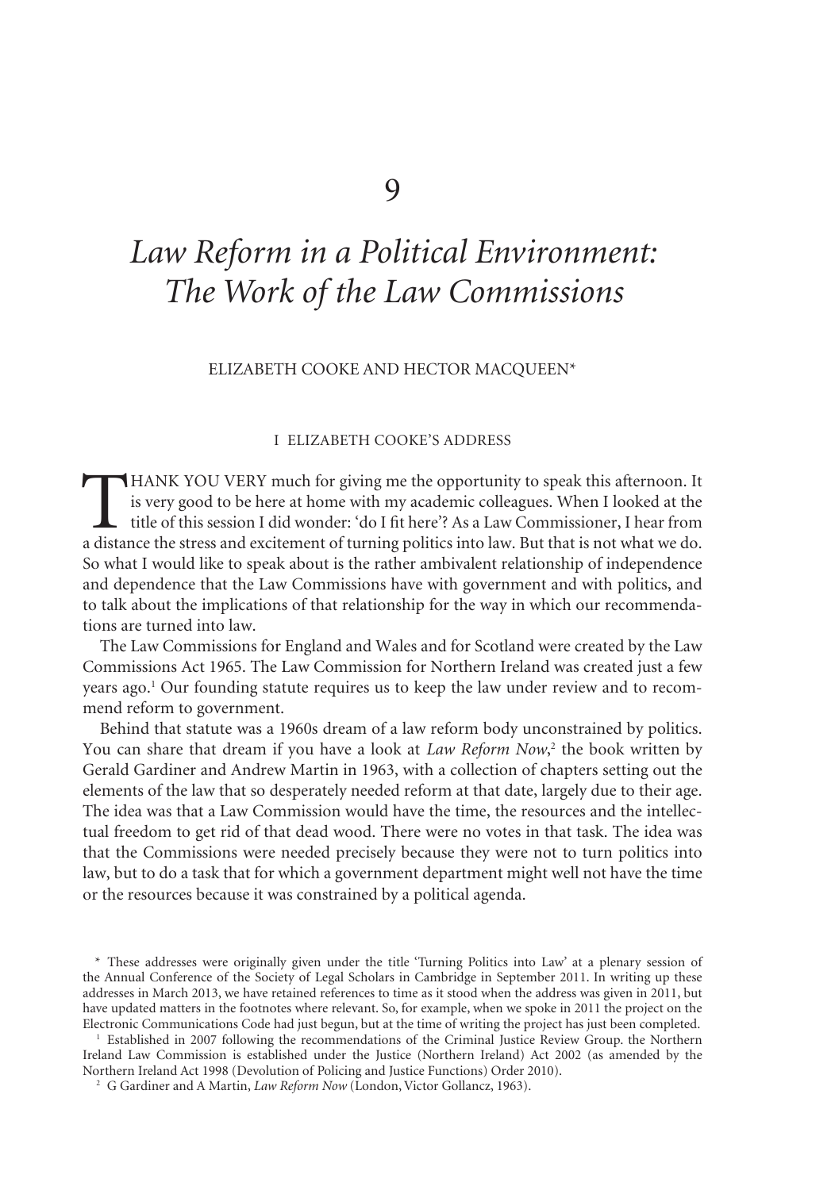# 9

# *Law Reform in a Political Environment: The Work of the Law Commissions*

ELIZABETH COOKE AND HECTOR MACQUEEN*

## I ELIZABETH COOKE'S ADDRESS

THANK YOU VERY much for giving me the opportunity to speak this afternoon. It is very good to be here at home with my academic colleagues. When I looked at the title of this session I did wonder: 'do I fit here'? As a Law Commissioner, I hear from a distance the stress and excitement of turning politics into law. But that is not what we do. So what I would like to speak about is the rather ambivalent relationship of independence and dependence that the Law Commissions have with government and with politics, and to talk about the implications of that relationship for the way in which our recommendations are turned into law.

The Law Commissions for England and Wales and for Scotland were created by the Law Commissions Act 1965. The Law Commission for Northern Ireland was created just a few years ago.[1] Our founding statute requires us to keep the law under review and to recommend reform to government.

Behind that statute was a 1960s dream of a law reform body unconstrained by politics. You can share that dream if you have a look at *Law Reform Now*,[2] the book written by Gerald Gardiner and Andrew Martin in 1963, with a collection of chapters setting out the elements of the law that so desperately needed reform at that date, largely due to their age. The idea was that a Law Commission would have the time, the resources and the intellectual freedom to get rid of that dead wood. There were no votes in that task. The idea was that the Commissions were needed precisely because they were not to turn politics into law, but to do a task that for which a government department might well not have the time or the resources because it was constrained by a political agenda.

\* These addresses were originally given under the title 'Turning Politics into Law' at a plenary session of the Annual Conference of the Society of Legal Scholars in Cambridge in September 2011. In writing up these addresses in March 2013, we have retained references to time as it stood when the address was given in 2011, but have updated matters in the footnotes where relevant. So, for example, when we spoke in 2011 the project on the Electronic Communications Code had just begun, but at the time of writing the project has just been completed.

[1] Established in 2007 following the recommendations of the Criminal Justice Review Group. the Northern Ireland Law Commission is established under the Justice (Northern Ireland) Act 2002 (as amended by the Northern Ireland Act 1998 (Devolution of Policing and Justice Functions) Order 2010).

[2] G Gardiner and A Martin, *Law Reform Now* (London, Victor Gollancz, 1963).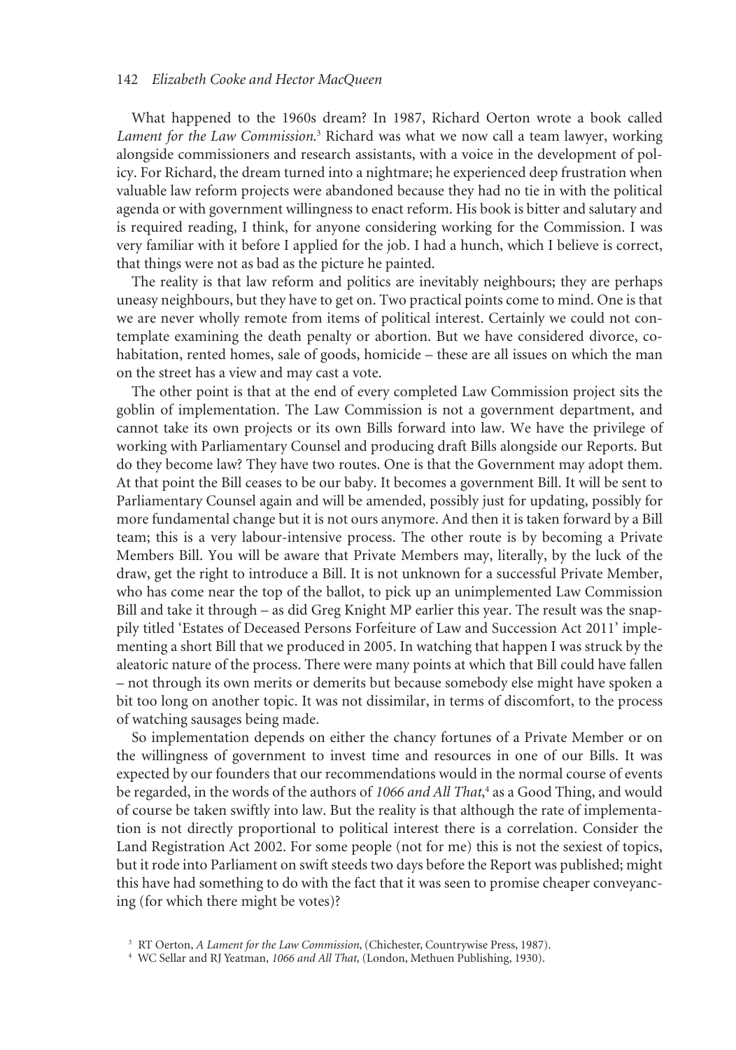What happened to the 1960s dream? In 1987, Richard Oerton wrote a book called *Lament for the Law Commission.*[3] Richard was what we now call a team lawyer, working alongside commissioners and research assistants, with a voice in the development of policy. For Richard, the dream turned into a nightmare; he experienced deep frustration when valuable law reform projects were abandoned because they had no tie in with the political agenda or with government willingness to enact reform. His book is bitter and salutary and is required reading, I think, for anyone considering working for the Commission. I was very familiar with it before I applied for the job. I had a hunch, which I believe is correct, that things were not as bad as the picture he painted.

The reality is that law reform and politics are inevitably neighbours; they are perhaps uneasy neighbours, but they have to get on. Two practical points come to mind. One is that we are never wholly remote from items of political interest. Certainly we could not contemplate examining the death penalty or abortion. But we have considered divorce, cohabitation, rented homes, sale of goods, homicide – these are all issues on which the man on the street has a view and may cast a vote.

The other point is that at the end of every completed Law Commission project sits the goblin of implementation. The Law Commission is not a government department, and cannot take its own projects or its own Bills forward into law. We have the privilege of working with Parliamentary Counsel and producing draft Bills alongside our Reports. But do they become law? They have two routes. One is that the Government may adopt them. At that point the Bill ceases to be our baby. It becomes a government Bill. It will be sent to Parliamentary Counsel again and will be amended, possibly just for updating, possibly for more fundamental change but it is not ours anymore. And then it is taken forward by a Bill team; this is a very labour-intensive process. The other route is by becoming a Private Members Bill. You will be aware that Private Members may, literally, by the luck of the draw, get the right to introduce a Bill. It is not unknown for a successful Private Member, who has come near the top of the ballot, to pick up an unimplemented Law Commission Bill and take it through – as did Greg Knight MP earlier this year. The result was the snappily titled 'Estates of Deceased Persons Forfeiture of Law and Succession Act 2011' implementing a short Bill that we produced in 2005. In watching that happen I was struck by the aleatoric nature of the process. There were many points at which that Bill could have fallen – not through its own merits or demerits but because somebody else might have spoken a bit too long on another topic. It was not dissimilar, in terms of discomfort, to the process of watching sausages being made.

So implementation depends on either the chancy fortunes of a Private Member or on the willingness of government to invest time and resources in one of our Bills. It was expected by our founders that our recommendations would in the normal course of events be regarded, in the words of the authors of *1066 and All That*,[4] as a Good Thing, and would of course be taken swiftly into law. But the reality is that although the rate of implementation is not directly proportional to political interest there is a correlation. Consider the Land Registration Act 2002. For some people (not for me) this is not the sexiest of topics, but it rode into Parliament on swift steeds two days before the Report was published; might this have had something to do with the fact that it was seen to promise cheaper conveyancing (for which there might be votes)?

[3] RT Oerton, *A Lament for the Law Commission*, (Chichester, Countrywise Press, 1987).

[4] WC Sellar and RJ Yeatman, *1066 and All That,* (London, Methuen Publishing, 1930).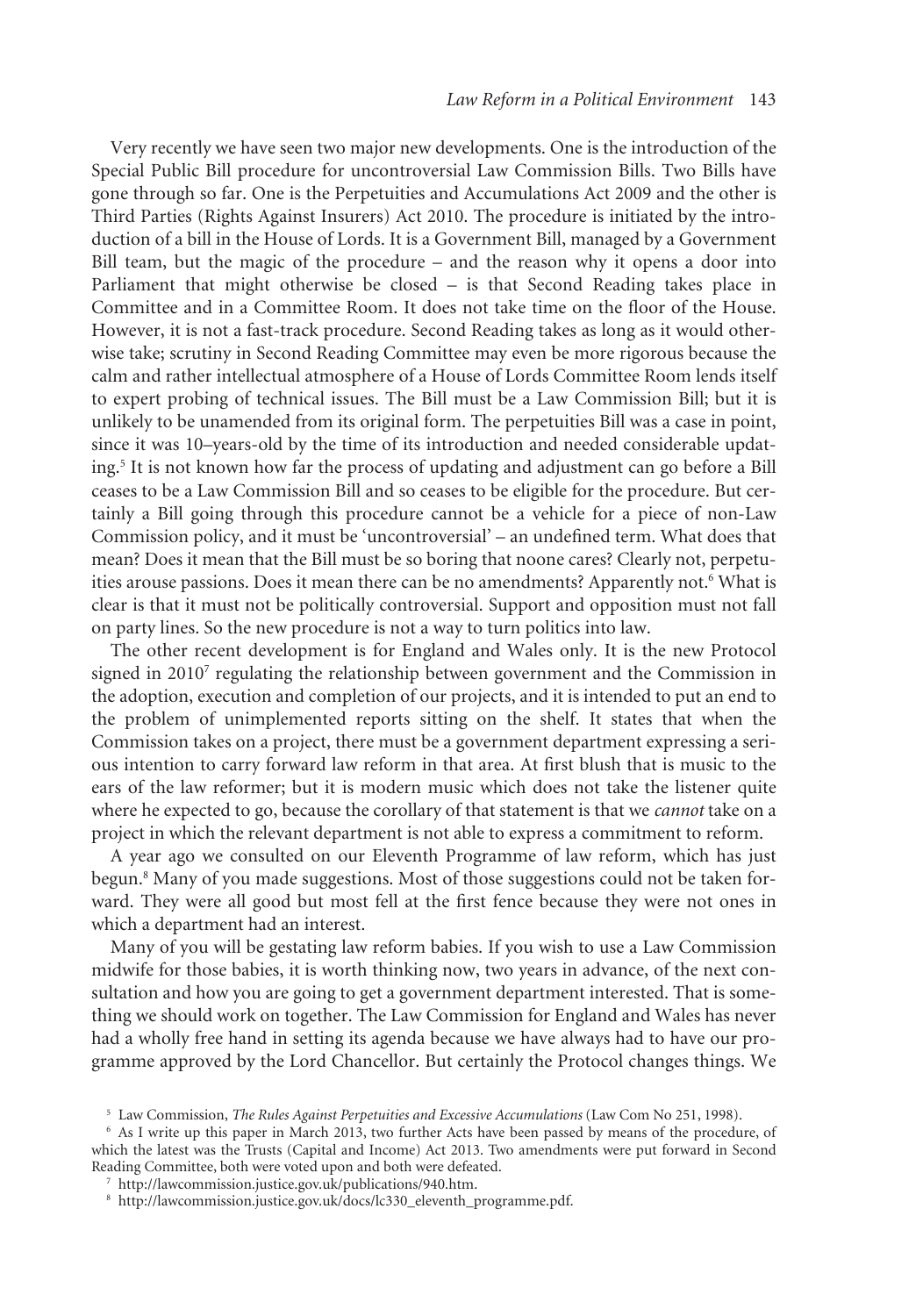Very recently we have seen two major new developments. One is the introduction of the Special Public Bill procedure for uncontroversial Law Commission Bills. Two Bills have gone through so far. One is the Perpetuities and Accumulations Act 2009 and the other is Third Parties (Rights Against Insurers) Act 2010. The procedure is initiated by the introduction of a bill in the House of Lords. It is a Government Bill, managed by a Government Bill team, but the magic of the procedure – and the reason why it opens a door into Parliament that might otherwise be closed – is that Second Reading takes place in Committee and in a Committee Room. It does not take time on the floor of the House. However, it is not a fast-track procedure. Second Reading takes as long as it would otherwise take; scrutiny in Second Reading Committee may even be more rigorous because the calm and rather intellectual atmosphere of a House of Lords Committee Room lends itself to expert probing of technical issues. The Bill must be a Law Commission Bill; but it is unlikely to be unamended from its original form. The perpetuities Bill was a case in point, since it was 10–years-old by the time of its introduction and needed considerable updating.[5] It is not known how far the process of updating and adjustment can go before a Bill ceases to be a Law Commission Bill and so ceases to be eligible for the procedure. But certainly a Bill going through this procedure cannot be a vehicle for a piece of non-Law Commission policy, and it must be 'uncontroversial' – an undefined term. What does that mean? Does it mean that the Bill must be so boring that noone cares? Clearly not, perpetuities arouse passions. Does it mean there can be no amendments? Apparently not.[6] What is clear is that it must not be politically controversial. Support and opposition must not fall on party lines. So the new procedure is not a way to turn politics into law.

The other recent development is for England and Wales only. It is the new Protocol signed in 2010[7] regulating the relationship between government and the Commission in the adoption, execution and completion of our projects, and it is intended to put an end to the problem of unimplemented reports sitting on the shelf. It states that when the Commission takes on a project, there must be a government department expressing a serious intention to carry forward law reform in that area. At first blush that is music to the ears of the law reformer; but it is modern music which does not take the listener quite where he expected to go, because the corollary of that statement is that we *cannot* take on a project in which the relevant department is not able to express a commitment to reform.

A year ago we consulted on our Eleventh Programme of law reform, which has just begun.[8] Many of you made suggestions. Most of those suggestions could not be taken forward. They were all good but most fell at the first fence because they were not ones in which a department had an interest.

Many of you will be gestating law reform babies. If you wish to use a Law Commission midwife for those babies, it is worth thinking now, two years in advance, of the next consultation and how you are going to get a government department interested. That is something we should work on together. The Law Commission for England and Wales has never had a wholly free hand in setting its agenda because we have always had to have our programme approved by the Lord Chancellor. But certainly the Protocol changes things. We

[5] Law Commission, *The Rules Against Perpetuities and Excessive Accumulations* (Law Com No 251, 1998).

[6] As I write up this paper in March 2013, two further Acts have been passed by means of the procedure, of which the latest was the Trusts (Capital and Income) Act 2013. Two amendments were put forward in Second Reading Committee, both were voted upon and both were defeated.

[7] http://lawcommission.justice.gov.uk/publications/940.htm.

[8] http://lawcommission.justice.gov.uk/docs/lc330_eleventh_programme.pdf.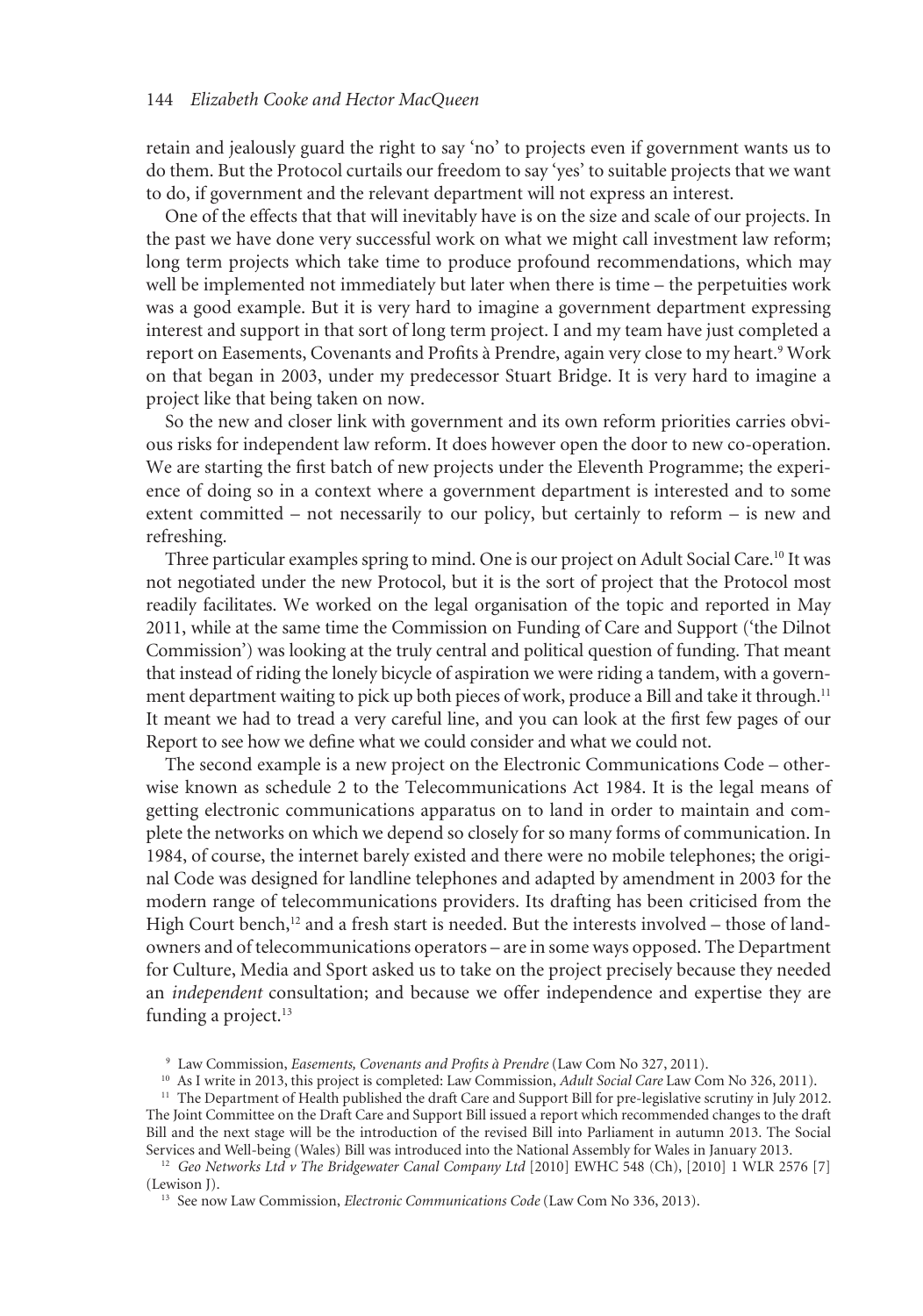retain and jealously guard the right to say 'no' to projects even if government wants us to do them. But the Protocol curtails our freedom to say 'yes' to suitable projects that we want to do, if government and the relevant department will not express an interest.

One of the effects that that will inevitably have is on the size and scale of our projects. In the past we have done very successful work on what we might call investment law reform; long term projects which take time to produce profound recommendations, which may well be implemented not immediately but later when there is time – the perpetuities work was a good example. But it is very hard to imagine a government department expressing interest and support in that sort of long term project. I and my team have just completed a report on Easements, Covenants and Profits à Prendre, again very close to my heart.[9] Work on that began in 2003, under my predecessor Stuart Bridge. It is very hard to imagine a project like that being taken on now.

So the new and closer link with government and its own reform priorities carries obvious risks for independent law reform. It does however open the door to new co-operation. We are starting the first batch of new projects under the Eleventh Programme; the experience of doing so in a context where a government department is interested and to some extent committed – not necessarily to our policy, but certainly to reform – is new and refreshing.

Three particular examples spring to mind. One is our project on Adult Social Care.[10] It was not negotiated under the new Protocol, but it is the sort of project that the Protocol most readily facilitates. We worked on the legal organisation of the topic and reported in May 2011, while at the same time the Commission on Funding of Care and Support ('the Dilnot Commission') was looking at the truly central and political question of funding. That meant that instead of riding the lonely bicycle of aspiration we were riding a tandem, with a government department waiting to pick up both pieces of work, produce a Bill and take it through.[11] It meant we had to tread a very careful line, and you can look at the first few pages of our Report to see how we define what we could consider and what we could not.

The second example is a new project on the Electronic Communications Code – otherwise known as schedule 2 to the Telecommunications Act 1984. It is the legal means of getting electronic communications apparatus on to land in order to maintain and complete the networks on which we depend so closely for so many forms of communication. In 1984, of course, the internet barely existed and there were no mobile telephones; the original Code was designed for landline telephones and adapted by amendment in 2003 for the modern range of telecommunications providers. Its drafting has been criticised from the High Court bench,[12] and a fresh start is needed. But the interests involved – those of landowners and of telecommunications operators – are in some ways opposed. The Department for Culture, Media and Sport asked us to take on the project precisely because they needed an *independent* consultation; and because we offer independence and expertise they are funding a project.[13]

[9] Law Commission, *Easements, Covenants and Profits à Prendre* (Law Com No 327, 2011).

[10] As I write in 2013, this project is completed: Law Commission, *Adult Social Care* Law Com No 326, 2011).

[11] The Department of Health published the draft Care and Support Bill for pre-legislative scrutiny in July 2012. The Joint Committee on the Draft Care and Support Bill issued a report which recommended changes to the draft Bill and the next stage will be the introduction of the revised Bill into Parliament in autumn 2013. The Social Services and Well-being (Wales) Bill was introduced into the National Assembly for Wales in January 2013.

[12] *Geo Networks Ltd v The Bridgewater Canal Company Ltd* [2010] EWHC 548 (Ch), [2010] 1 WLR 2576 [7] (Lewison J).

[13] See now Law Commission, *Electronic Communications Code* (Law Com No 336, 2013).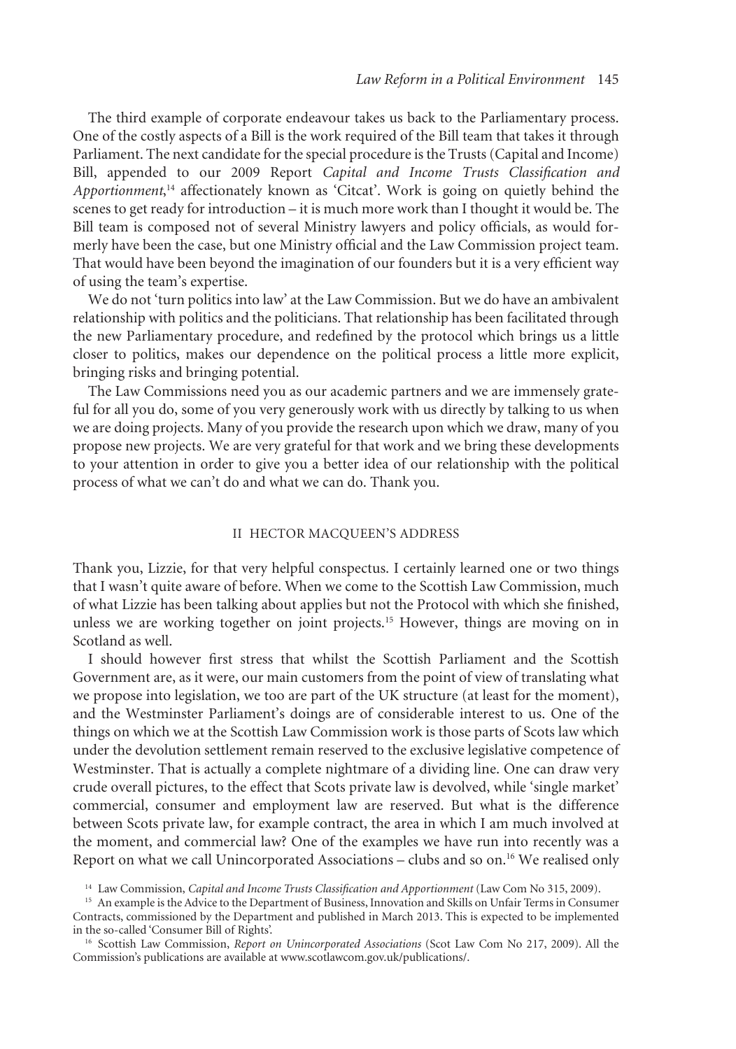The third example of corporate endeavour takes us back to the Parliamentary process. One of the costly aspects of a Bill is the work required of the Bill team that takes it through Parliament. The next candidate for the special procedure is the Trusts (Capital and Income) Bill, appended to our 2009 Report *Capital and Income Trusts Classification and Apportionment*,[14] affectionately known as 'Citcat'. Work is going on quietly behind the scenes to get ready for introduction – it is much more work than I thought it would be. The Bill team is composed not of several Ministry lawyers and policy officials, as would formerly have been the case, but one Ministry official and the Law Commission project team. That would have been beyond the imagination of our founders but it is a very efficient way of using the team's expertise.

We do not 'turn politics into law' at the Law Commission. But we do have an ambivalent relationship with politics and the politicians. That relationship has been facilitated through the new Parliamentary procedure, and redefined by the protocol which brings us a little closer to politics, makes our dependence on the political process a little more explicit, bringing risks and bringing potential.

The Law Commissions need you as our academic partners and we are immensely grateful for all you do, some of you very generously work with us directly by talking to us when we are doing projects. Many of you provide the research upon which we draw, many of you propose new projects. We are very grateful for that work and we bring these developments to your attention in order to give you a better idea of our relationship with the political process of what we can't do and what we can do. Thank you.

## II HECTOR MACQUEEN'S ADDRESS

Thank you, Lizzie, for that very helpful conspectus. I certainly learned one or two things that I wasn't quite aware of before. When we come to the Scottish Law Commission, much of what Lizzie has been talking about applies but not the Protocol with which she finished, unless we are working together on joint projects.[15] However, things are moving on in Scotland as well.

I should however first stress that whilst the Scottish Parliament and the Scottish Government are, as it were, our main customers from the point of view of translating what we propose into legislation, we too are part of the UK structure (at least for the moment), and the Westminster Parliament's doings are of considerable interest to us. One of the things on which we at the Scottish Law Commission work is those parts of Scots law which under the devolution settlement remain reserved to the exclusive legislative competence of Westminster. That is actually a complete nightmare of a dividing line. One can draw very crude overall pictures, to the effect that Scots private law is devolved, while 'single market' commercial, consumer and employment law are reserved. But what is the difference between Scots private law, for example contract, the area in which I am much involved at the moment, and commercial law? One of the examples we have run into recently was a Report on what we call Unincorporated Associations – clubs and so on.[16] We realised only

[14] Law Commission, *Capital and Income Trusts Classification and Apportionment* (Law Com No 315, 2009).

[15] An example is the Advice to the Department of Business, Innovation and Skills on Unfair Terms in Consumer Contracts, commissioned by the Department and published in March 2013. This is expected to be implemented in the so-called 'Consumer Bill of Rights'.

[16] Scottish Law Commission, *Report on Unincorporated Associations* (Scot Law Com No 217, 2009). All the Commission's publications are available at www.scotlawcom.gov.uk/publications/.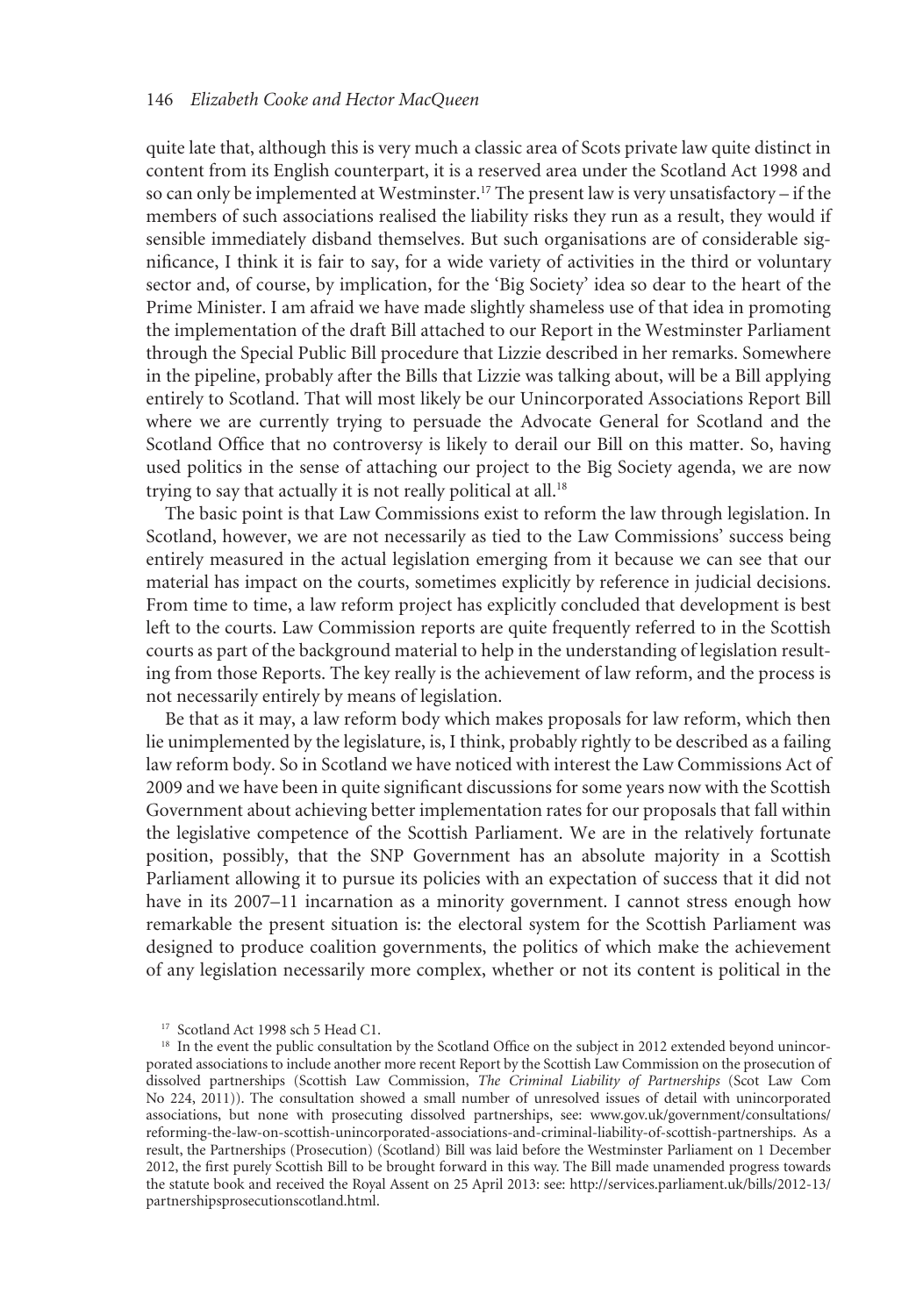quite late that, although this is very much a classic area of Scots private law quite distinct in content from its English counterpart, it is a reserved area under the Scotland Act 1998 and so can only be implemented at Westminster.[17] The present law is very unsatisfactory – if the members of such associations realised the liability risks they run as a result, they would if sensible immediately disband themselves. But such organisations are of considerable significance, I think it is fair to say, for a wide variety of activities in the third or voluntary sector and, of course, by implication, for the 'Big Society' idea so dear to the heart of the Prime Minister. I am afraid we have made slightly shameless use of that idea in promoting the implementation of the draft Bill attached to our Report in the Westminster Parliament through the Special Public Bill procedure that Lizzie described in her remarks. Somewhere in the pipeline, probably after the Bills that Lizzie was talking about, will be a Bill applying entirely to Scotland. That will most likely be our Unincorporated Associations Report Bill where we are currently trying to persuade the Advocate General for Scotland and the Scotland Office that no controversy is likely to derail our Bill on this matter. So, having used politics in the sense of attaching our project to the Big Society agenda, we are now trying to say that actually it is not really political at all.[18]

The basic point is that Law Commissions exist to reform the law through legislation. In Scotland, however, we are not necessarily as tied to the Law Commissions' success being entirely measured in the actual legislation emerging from it because we can see that our material has impact on the courts, sometimes explicitly by reference in judicial decisions. From time to time, a law reform project has explicitly concluded that development is best left to the courts. Law Commission reports are quite frequently referred to in the Scottish courts as part of the background material to help in the understanding of legislation resulting from those Reports. The key really is the achievement of law reform, and the process is not necessarily entirely by means of legislation.

Be that as it may, a law reform body which makes proposals for law reform, which then lie unimplemented by the legislature, is, I think, probably rightly to be described as a failing law reform body. So in Scotland we have noticed with interest the Law Commissions Act of 2009 and we have been in quite significant discussions for some years now with the Scottish Government about achieving better implementation rates for our proposals that fall within the legislative competence of the Scottish Parliament. We are in the relatively fortunate position, possibly, that the SNP Government has an absolute majority in a Scottish Parliament allowing it to pursue its policies with an expectation of success that it did not have in its 2007–11 incarnation as a minority government. I cannot stress enough how remarkable the present situation is: the electoral system for the Scottish Parliament was designed to produce coalition governments, the politics of which make the achievement of any legislation necessarily more complex, whether or not its content is political in the

[17] Scotland Act 1998 sch 5 Head C1.

[18] In the event the public consultation by the Scotland Office on the subject in 2012 extended beyond unincorporated associations to include another more recent Report by the Scottish Law Commission on the prosecution of dissolved partnerships (Scottish Law Commission, *The Criminal Liability of Partnerships* (Scot Law Com No 224, 2011)). The consultation showed a small number of unresolved issues of detail with unincorporated associations, but none with prosecuting dissolved partnerships, see: www.gov.uk/government/consultations/reforming-the-law-on-scottish-unincorporated-associations-and-criminal-liability-of-scottish-partnerships. As a result, the Partnerships (Prosecution) (Scotland) Bill was laid before the Westminster Parliament on 1 December 2012, the first purely Scottish Bill to be brought forward in this way. The Bill made unamended progress towards the statute book and received the Royal Assent on 25 April 2013: see: http://services.parliament.uk/bills/2012-13/partnershipsprosecutionscotland.html.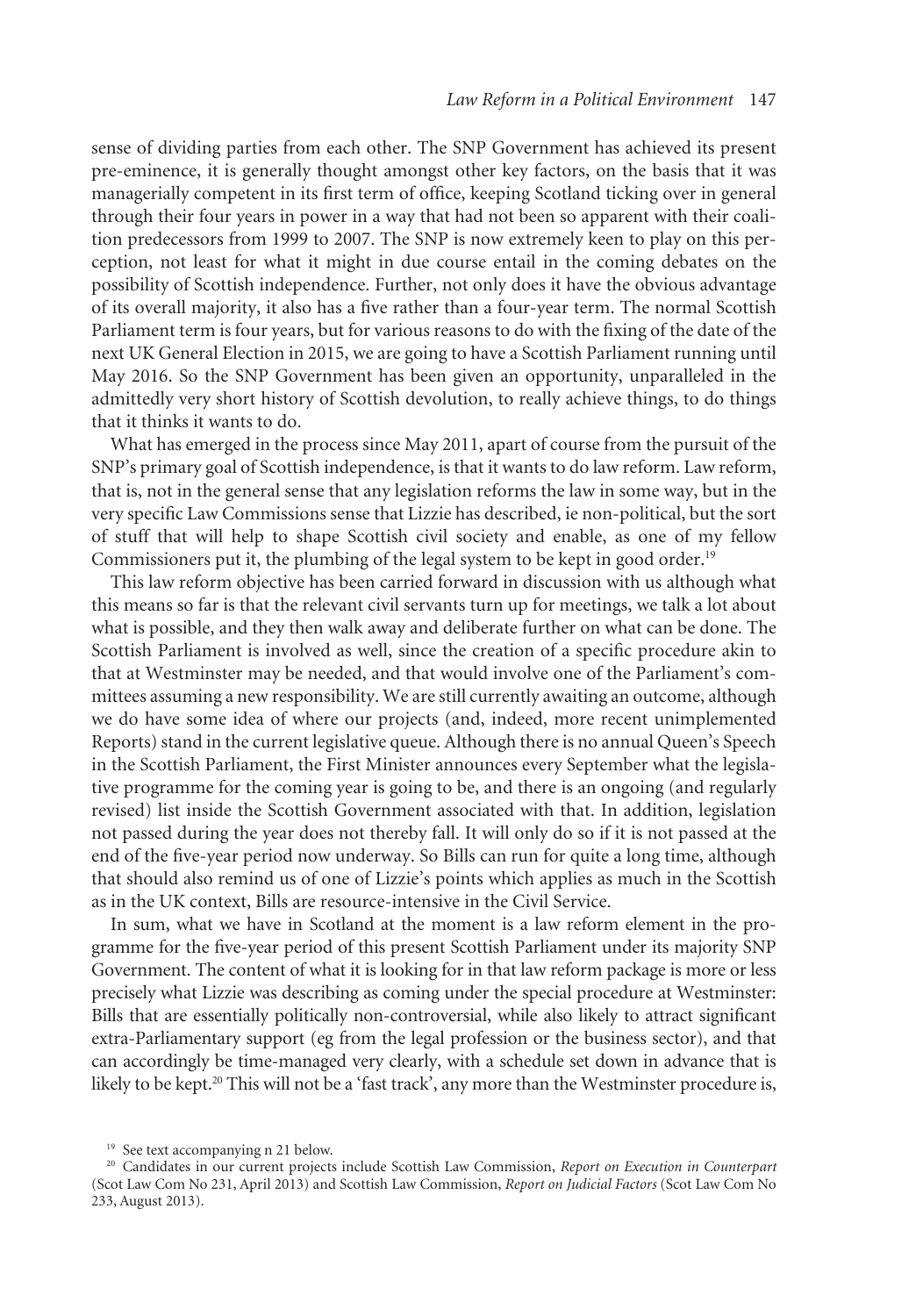sense of dividing parties from each other. The SNP Government has achieved its present pre-eminence, it is generally thought amongst other key factors, on the basis that it was managerially competent in its first term of office, keeping Scotland ticking over in general through their four years in power in a way that had not been so apparent with their coalition predecessors from 1999 to 2007. The SNP is now extremely keen to play on this perception, not least for what it might in due course entail in the coming debates on the possibility of Scottish independence. Further, not only does it have the obvious advantage of its overall majority, it also has a five rather than a four-year term. The normal Scottish Parliament term is four years, but for various reasons to do with the fixing of the date of the next UK General Election in 2015, we are going to have a Scottish Parliament running until May 2016. So the SNP Government has been given an opportunity, unparalleled in the admittedly very short history of Scottish devolution, to really achieve things, to do things that it thinks it wants to do.

What has emerged in the process since May 2011, apart of course from the pursuit of the SNP's primary goal of Scottish independence, is that it wants to do law reform. Law reform, that is, not in the general sense that any legislation reforms the law in some way, but in the very specific Law Commissions sense that Lizzie has described, ie non-political, but the sort of stuff that will help to shape Scottish civil society and enable, as one of my fellow Commissioners put it, the plumbing of the legal system to be kept in good order.[19]

This law reform objective has been carried forward in discussion with us although what this means so far is that the relevant civil servants turn up for meetings, we talk a lot about what is possible, and they then walk away and deliberate further on what can be done. The Scottish Parliament is involved as well, since the creation of a specific procedure akin to that at Westminster may be needed, and that would involve one of the Parliament's committees assuming a new responsibility. We are still currently awaiting an outcome, although we do have some idea of where our projects (and, indeed, more recent unimplemented Reports) stand in the current legislative queue. Although there is no annual Queen's Speech in the Scottish Parliament, the First Minister announces every September what the legislative programme for the coming year is going to be, and there is an ongoing (and regularly revised) list inside the Scottish Government associated with that. In addition, legislation not passed during the year does not thereby fall. It will only do so if it is not passed at the end of the five-year period now underway. So Bills can run for quite a long time, although that should also remind us of one of Lizzie's points which applies as much in the Scottish as in the UK context, Bills are resource-intensive in the Civil Service.

In sum, what we have in Scotland at the moment is a law reform element in the programme for the five-year period of this present Scottish Parliament under its majority SNP Government. The content of what it is looking for in that law reform package is more or less precisely what Lizzie was describing as coming under the special procedure at Westminster: Bills that are essentially politically non-controversial, while also likely to attract significant extra-Parliamentary support (eg from the legal profession or the business sector), and that can accordingly be time-managed very clearly, with a schedule set down in advance that is likely to be kept.[20] This will not be a 'fast track', any more than the Westminster procedure is,

[19] See text accompanying n 21 below.

[20] Candidates in our current projects include Scottish Law Commission, *Report on Execution in Counterpart* (Scot Law Com No 231, April 2013) and Scottish Law Commission, *Report on Judicial Factors* (Scot Law Com No 233, August 2013).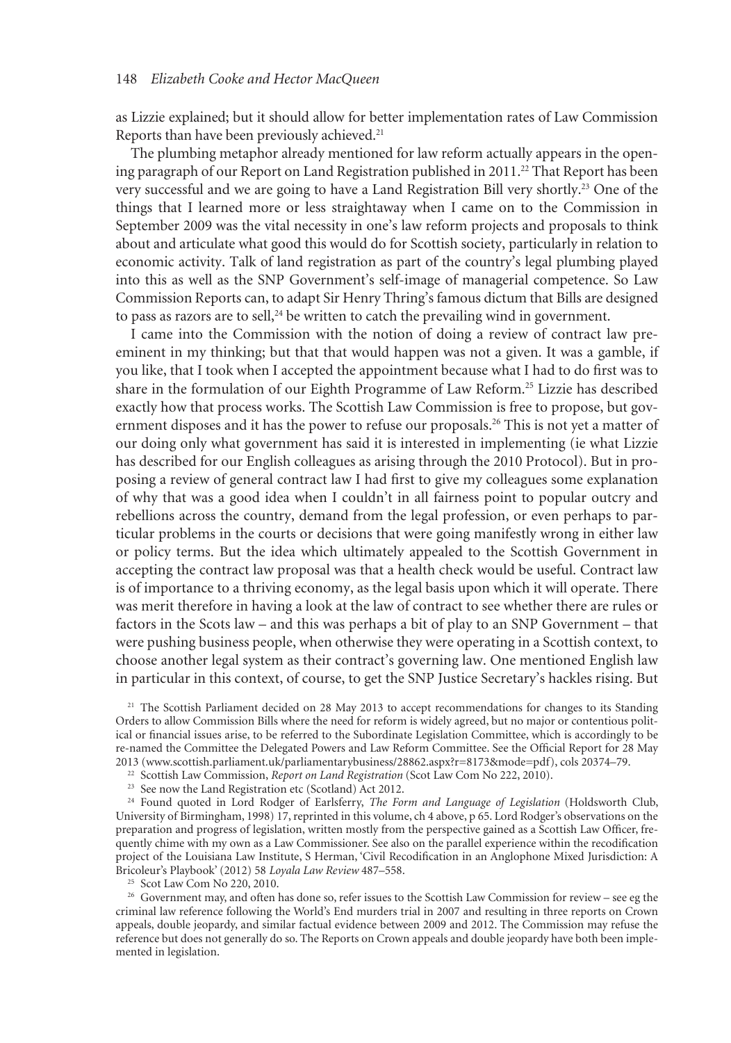as Lizzie explained; but it should allow for better implementation rates of Law Commission Reports than have been previously achieved.[21]

The plumbing metaphor already mentioned for law reform actually appears in the opening paragraph of our Report on Land Registration published in 2011.[22] That Report has been very successful and we are going to have a Land Registration Bill very shortly.[23] One of the things that I learned more or less straightaway when I came on to the Commission in September 2009 was the vital necessity in one's law reform projects and proposals to think about and articulate what good this would do for Scottish society, particularly in relation to economic activity. Talk of land registration as part of the country's legal plumbing played into this as well as the SNP Government's self-image of managerial competence. So Law Commission Reports can, to adapt Sir Henry Thring's famous dictum that Bills are designed to pass as razors are to sell,[24] be written to catch the prevailing wind in government.

I came into the Commission with the notion of doing a review of contract law preeminent in my thinking; but that that would happen was not a given. It was a gamble, if you like, that I took when I accepted the appointment because what I had to do first was to share in the formulation of our Eighth Programme of Law Reform.[25] Lizzie has described exactly how that process works. The Scottish Law Commission is free to propose, but government disposes and it has the power to refuse our proposals.[26] This is not yet a matter of our doing only what government has said it is interested in implementing (ie what Lizzie has described for our English colleagues as arising through the 2010 Protocol). But in proposing a review of general contract law I had first to give my colleagues some explanation of why that was a good idea when I couldn't in all fairness point to popular outcry and rebellions across the country, demand from the legal profession, or even perhaps to particular problems in the courts or decisions that were going manifestly wrong in either law or policy terms. But the idea which ultimately appealed to the Scottish Government in accepting the contract law proposal was that a health check would be useful. Contract law is of importance to a thriving economy, as the legal basis upon which it will operate. There was merit therefore in having a look at the law of contract to see whether there are rules or factors in the Scots law – and this was perhaps a bit of play to an SNP Government – that were pushing business people, when otherwise they were operating in a Scottish context, to choose another legal system as their contract's governing law. One mentioned English law in particular in this context, of course, to get the SNP Justice Secretary's hackles rising. But

[21] The Scottish Parliament decided on 28 May 2013 to accept recommendations for changes to its Standing Orders to allow Commission Bills where the need for reform is widely agreed, but no major or contentious political or financial issues arise, to be referred to the Subordinate Legislation Committee, which is accordingly to be re-named the Committee the Delegated Powers and Law Reform Committee. See the Official Report for 28 May 2013 (www.scottish.parliament.uk/parliamentarybusiness/28862.aspx?r=8173&mode=pdf), cols 20374–79.

[22] Scottish Law Commission, *Report on Land Registration* (Scot Law Com No 222, 2010).

[23] See now the Land Registration etc (Scotland) Act 2012.

[24] Found quoted in Lord Rodger of Earlsferry, *The Form and Language of Legislation* (Holdsworth Club, University of Birmingham, 1998) 17, reprinted in this volume, ch 4 above, p 65. Lord Rodger's observations on the preparation and progress of legislation, written mostly from the perspective gained as a Scottish Law Officer, frequently chime with my own as a Law Commissioner. See also on the parallel experience within the recodification project of the Louisiana Law Institute, S Herman, 'Civil Recodification in an Anglophone Mixed Jurisdiction: A Bricoleur's Playbook' (2012) 58 *Loyala Law Review* 487–558.

[25] Scot Law Com No 220, 2010.

[26] Government may, and often has done so, refer issues to the Scottish Law Commission for review – see eg the criminal law reference following the World's End murders trial in 2007 and resulting in three reports on Crown appeals, double jeopardy, and similar factual evidence between 2009 and 2012. The Commission may refuse the reference but does not generally do so. The Reports on Crown appeals and double jeopardy have both been implemented in legislation.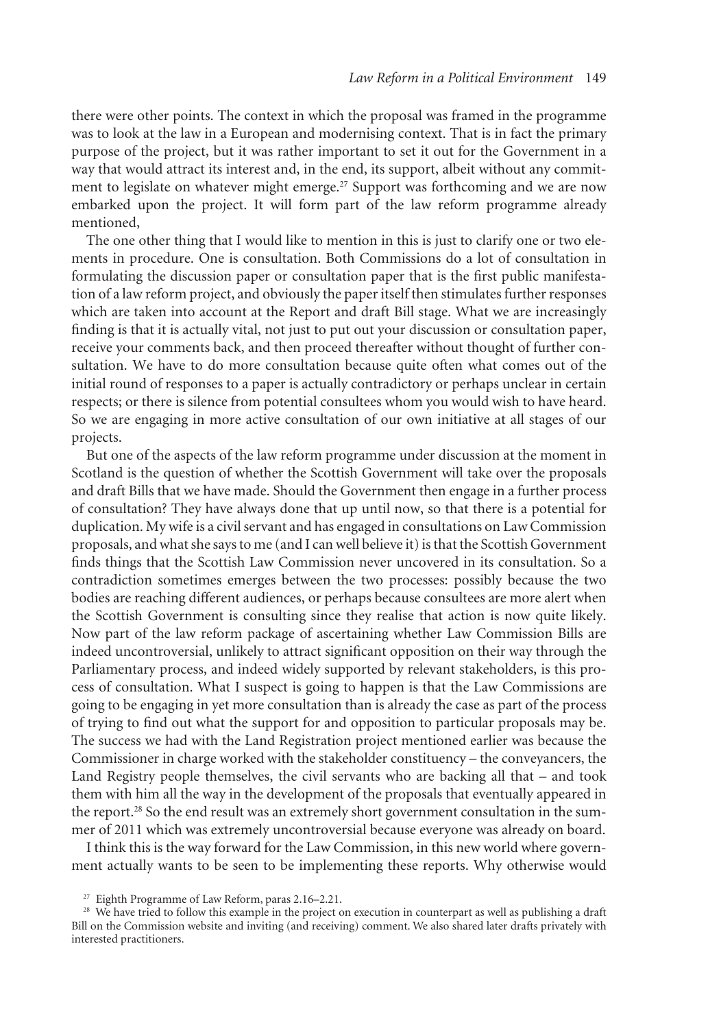there were other points. The context in which the proposal was framed in the programme was to look at the law in a European and modernising context. That is in fact the primary purpose of the project, but it was rather important to set it out for the Government in a way that would attract its interest and, in the end, its support, albeit without any commitment to legislate on whatever might emerge.[27] Support was forthcoming and we are now embarked upon the project. It will form part of the law reform programme already mentioned,

The one other thing that I would like to mention in this is just to clarify one or two elements in procedure. One is consultation. Both Commissions do a lot of consultation in formulating the discussion paper or consultation paper that is the first public manifestation of a law reform project, and obviously the paper itself then stimulates further responses which are taken into account at the Report and draft Bill stage. What we are increasingly finding is that it is actually vital, not just to put out your discussion or consultation paper, receive your comments back, and then proceed thereafter without thought of further consultation. We have to do more consultation because quite often what comes out of the initial round of responses to a paper is actually contradictory or perhaps unclear in certain respects; or there is silence from potential consultees whom you would wish to have heard. So we are engaging in more active consultation of our own initiative at all stages of our projects.

But one of the aspects of the law reform programme under discussion at the moment in Scotland is the question of whether the Scottish Government will take over the proposals and draft Bills that we have made. Should the Government then engage in a further process of consultation? They have always done that up until now, so that there is a potential for duplication. My wife is a civil servant and has engaged in consultations on Law Commission proposals, and what she says to me (and I can well believe it) is that the Scottish Government finds things that the Scottish Law Commission never uncovered in its consultation. So a contradiction sometimes emerges between the two processes: possibly because the two bodies are reaching different audiences, or perhaps because consultees are more alert when the Scottish Government is consulting since they realise that action is now quite likely. Now part of the law reform package of ascertaining whether Law Commission Bills are indeed uncontroversial, unlikely to attract significant opposition on their way through the Parliamentary process, and indeed widely supported by relevant stakeholders, is this process of consultation. What I suspect is going to happen is that the Law Commissions are going to be engaging in yet more consultation than is already the case as part of the process of trying to find out what the support for and opposition to particular proposals may be. The success we had with the Land Registration project mentioned earlier was because the Commissioner in charge worked with the stakeholder constituency – the conveyancers, the Land Registry people themselves, the civil servants who are backing all that – and took them with him all the way in the development of the proposals that eventually appeared in the report.[28] So the end result was an extremely short government consultation in the summer of 2011 which was extremely uncontroversial because everyone was already on board.

I think this is the way forward for the Law Commission, in this new world where government actually wants to be seen to be implementing these reports. Why otherwise would

[27] Eighth Programme of Law Reform, paras 2.16–2.21.

[28] We have tried to follow this example in the project on execution in counterpart as well as publishing a draft Bill on the Commission website and inviting (and receiving) comment. We also shared later drafts privately with interested practitioners.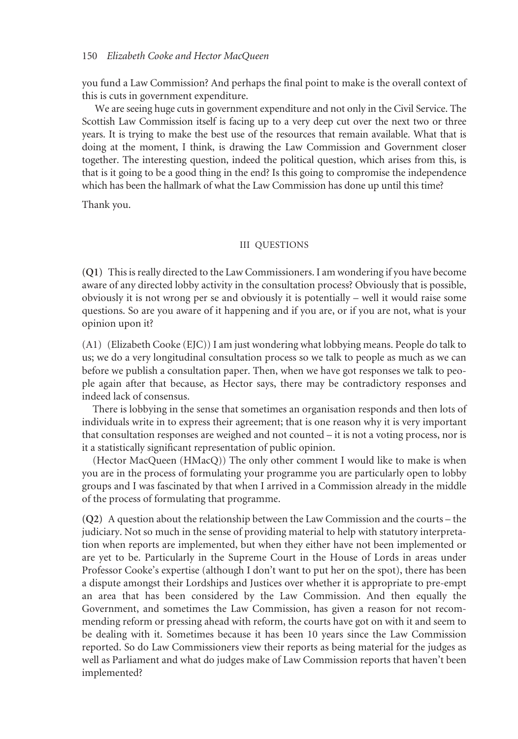you fund a Law Commission? And perhaps the final point to make is the overall context of this is cuts in government expenditure.

We are seeing huge cuts in government expenditure and not only in the Civil Service. The Scottish Law Commission itself is facing up to a very deep cut over the next two or three years. It is trying to make the best use of the resources that remain available. What that is doing at the moment, I think, is drawing the Law Commission and Government closer together. The interesting question, indeed the political question, which arises from this, is that is it going to be a good thing in the end? Is this going to compromise the independence which has been the hallmark of what the Law Commission has done up until this time?

Thank you.

## III QUESTIONS

**(Q1)** This is really directed to the Law Commissioners. I am wondering if you have become aware of any directed lobby activity in the consultation process? Obviously that is possible, obviously it is not wrong per se and obviously it is potentially – well it would raise some questions. So are you aware of it happening and if you are, or if you are not, what is your opinion upon it?

(A1) (Elizabeth Cooke (EJC)) I am just wondering what lobbying means. People do talk to us; we do a very longitudinal consultation process so we talk to people as much as we can before we publish a consultation paper. Then, when we have got responses we talk to people again after that because, as Hector says, there may be contradictory responses and indeed lack of consensus.

There is lobbying in the sense that sometimes an organisation responds and then lots of individuals write in to express their agreement; that is one reason why it is very important that consultation responses are weighed and not counted – it is not a voting process, nor is it a statistically significant representation of public opinion.

(Hector MacQueen (HMacQ)) The only other comment I would like to make is when you are in the process of formulating your programme you are particularly open to lobby groups and I was fascinated by that when I arrived in a Commission already in the middle of the process of formulating that programme.

**(Q2)** A question about the relationship between the Law Commission and the courts – the judiciary. Not so much in the sense of providing material to help with statutory interpretation when reports are implemented, but when they either have not been implemented or are yet to be. Particularly in the Supreme Court in the House of Lords in areas under Professor Cooke's expertise (although I don't want to put her on the spot), there has been a dispute amongst their Lordships and Justices over whether it is appropriate to pre-empt an area that has been considered by the Law Commission. And then equally the Government, and sometimes the Law Commission, has given a reason for not recommending reform or pressing ahead with reform, the courts have got on with it and seem to be dealing with it. Sometimes because it has been 10 years since the Law Commission reported. So do Law Commissioners view their reports as being material for the judges as well as Parliament and what do judges make of Law Commission reports that haven't been implemented?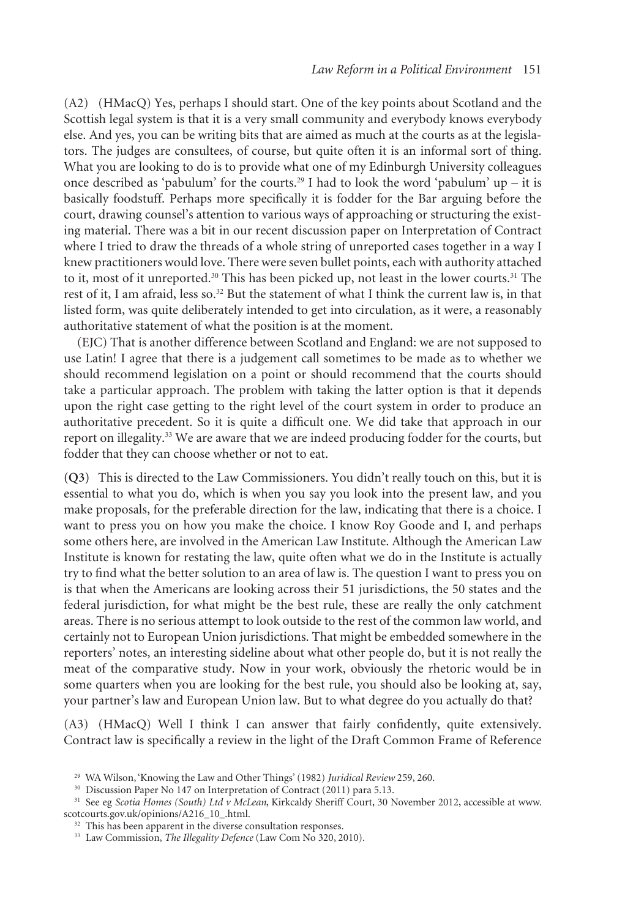(A2) (HMacQ) Yes, perhaps I should start. One of the key points about Scotland and the Scottish legal system is that it is a very small community and everybody knows everybody else. And yes, you can be writing bits that are aimed as much at the courts as at the legislators. The judges are consultees, of course, but quite often it is an informal sort of thing. What you are looking to do is to provide what one of my Edinburgh University colleagues once described as 'pabulum' for the courts.[29] I had to look the word 'pabulum' up – it is basically foodstuff. Perhaps more specifically it is fodder for the Bar arguing before the court, drawing counsel's attention to various ways of approaching or structuring the existing material. There was a bit in our recent discussion paper on Interpretation of Contract where I tried to draw the threads of a whole string of unreported cases together in a way I knew practitioners would love. There were seven bullet points, each with authority attached to it, most of it unreported.[30] This has been picked up, not least in the lower courts.[31] The rest of it, I am afraid, less so.[32] But the statement of what I think the current law is, in that listed form, was quite deliberately intended to get into circulation, as it were, a reasonably authoritative statement of what the position is at the moment.

(EJC) That is another difference between Scotland and England: we are not supposed to use Latin! I agree that there is a judgement call sometimes to be made as to whether we should recommend legislation on a point or should recommend that the courts should take a particular approach. The problem with taking the latter option is that it depends upon the right case getting to the right level of the court system in order to produce an authoritative precedent. So it is quite a difficult one. We did take that approach in our report on illegality.[33] We are aware that we are indeed producing fodder for the courts, but fodder that they can choose whether or not to eat.

**(Q3)** This is directed to the Law Commissioners. You didn't really touch on this, but it is essential to what you do, which is when you say you look into the present law, and you make proposals, for the preferable direction for the law, indicating that there is a choice. I want to press you on how you make the choice. I know Roy Goode and I, and perhaps some others here, are involved in the American Law Institute. Although the American Law Institute is known for restating the law, quite often what we do in the Institute is actually try to find what the better solution to an area of law is. The question I want to press you on is that when the Americans are looking across their 51 jurisdictions, the 50 states and the federal jurisdiction, for what might be the best rule, these are really the only catchment areas. There is no serious attempt to look outside to the rest of the common law world, and certainly not to European Union jurisdictions. That might be embedded somewhere in the reporters' notes, an interesting sideline about what other people do, but it is not really the meat of the comparative study. Now in your work, obviously the rhetoric would be in some quarters when you are looking for the best rule, you should also be looking at, say, your partner's law and European Union law. But to what degree do you actually do that?

(A3) (HMacQ) Well I think I can answer that fairly confidently, quite extensively. Contract law is specifically a review in the light of the Draft Common Frame of Reference

[29] WA Wilson, 'Knowing the Law and Other Things' (1982) *Juridical Review* 259, 260.

[30] Discussion Paper No 147 on Interpretation of Contract (2011) para 5.13.

[31] See eg *Scotia Homes (South) Ltd v McLean*, Kirkcaldy Sheriff Court, 30 November 2012, accessible at www.scotcourts.gov.uk/opinions/A216_10_.html.

[32] This has been apparent in the diverse consultation responses.

[33] Law Commission, *The Illegality Defence* (Law Com No 320, 2010).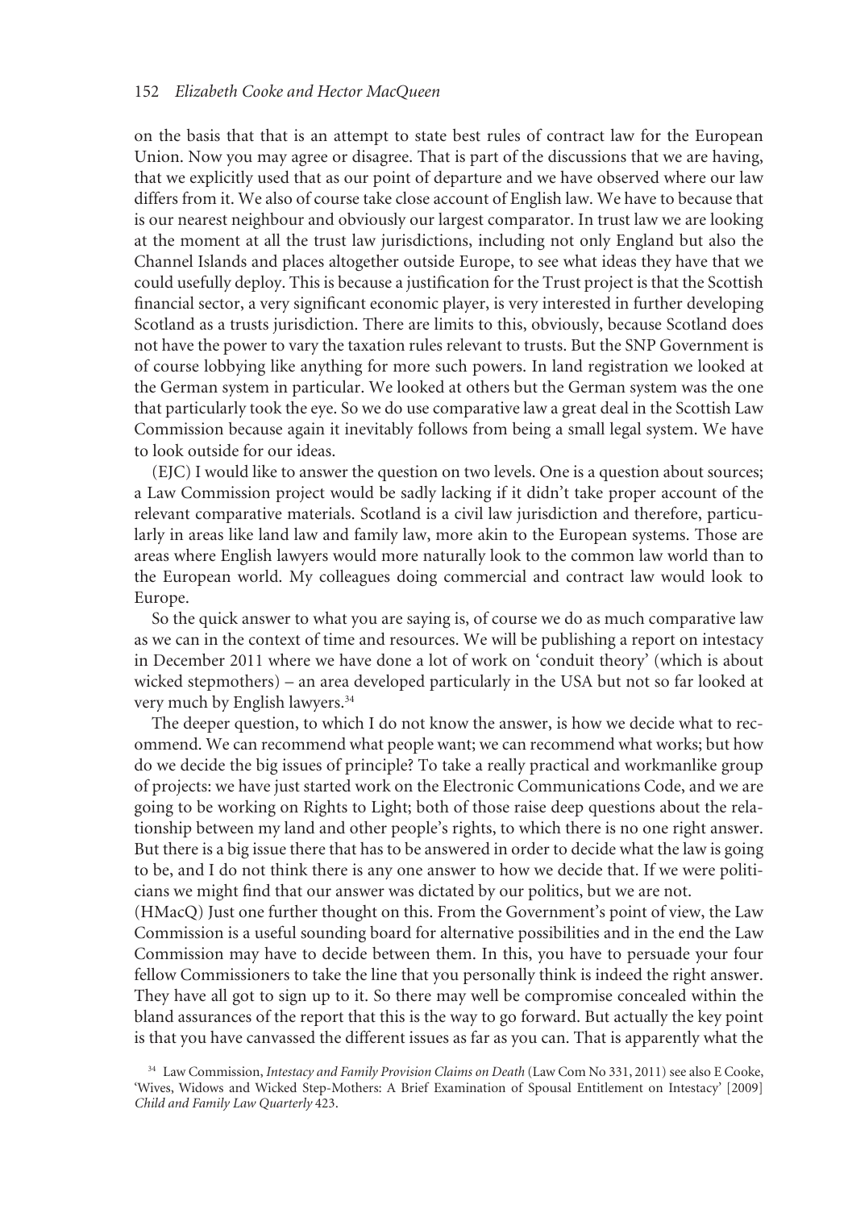on the basis that that is an attempt to state best rules of contract law for the European Union. Now you may agree or disagree. That is part of the discussions that we are having, that we explicitly used that as our point of departure and we have observed where our law differs from it. We also of course take close account of English law. We have to because that is our nearest neighbour and obviously our largest comparator. In trust law we are looking at the moment at all the trust law jurisdictions, including not only England but also the Channel Islands and places altogether outside Europe, to see what ideas they have that we could usefully deploy. This is because a justification for the Trust project is that the Scottish financial sector, a very significant economic player, is very interested in further developing Scotland as a trusts jurisdiction. There are limits to this, obviously, because Scotland does not have the power to vary the taxation rules relevant to trusts. But the SNP Government is of course lobbying like anything for more such powers. In land registration we looked at the German system in particular. We looked at others but the German system was the one that particularly took the eye. So we do use comparative law a great deal in the Scottish Law Commission because again it inevitably follows from being a small legal system. We have to look outside for our ideas.

(EJC) I would like to answer the question on two levels. One is a question about sources; a Law Commission project would be sadly lacking if it didn't take proper account of the relevant comparative materials. Scotland is a civil law jurisdiction and therefore, particularly in areas like land law and family law, more akin to the European systems. Those are areas where English lawyers would more naturally look to the common law world than to the European world. My colleagues doing commercial and contract law would look to Europe.

So the quick answer to what you are saying is, of course we do as much comparative law as we can in the context of time and resources. We will be publishing a report on intestacy in December 2011 where we have done a lot of work on 'conduit theory' (which is about wicked stepmothers) – an area developed particularly in the USA but not so far looked at very much by English lawyers.[34]

The deeper question, to which I do not know the answer, is how we decide what to recommend. We can recommend what people want; we can recommend what works; but how do we decide the big issues of principle? To take a really practical and workmanlike group of projects: we have just started work on the Electronic Communications Code, and we are going to be working on Rights to Light; both of those raise deep questions about the relationship between my land and other people's rights, to which there is no one right answer. But there is a big issue there that has to be answered in order to decide what the law is going to be, and I do not think there is any one answer to how we decide that. If we were politicians we might find that our answer was dictated by our politics, but we are not.

(HMacQ) Just one further thought on this. From the Government's point of view, the Law Commission is a useful sounding board for alternative possibilities and in the end the Law Commission may have to decide between them. In this, you have to persuade your four fellow Commissioners to take the line that you personally think is indeed the right answer. They have all got to sign up to it. So there may well be compromise concealed within the bland assurances of the report that this is the way to go forward. But actually the key point is that you have canvassed the different issues as far as you can. That is apparently what the

[34] Law Commission, *Intestacy and Family Provision Claims on Death* (Law Com No 331, 2011) see also E Cooke, 'Wives, Widows and Wicked Step-Mothers: A Brief Examination of Spousal Entitlement on Intestacy' [2009] *Child and Family Law Quarterly* 423.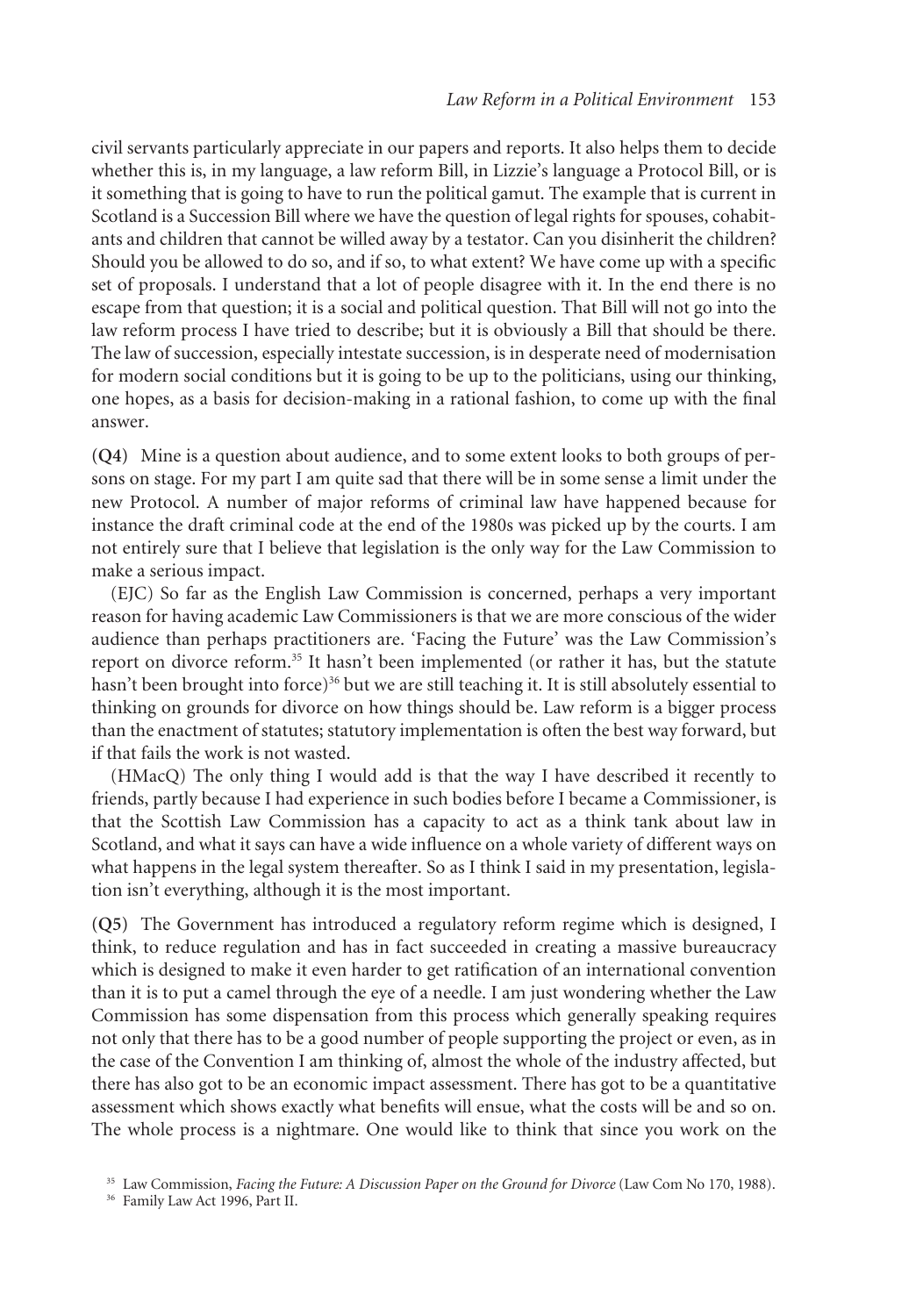civil servants particularly appreciate in our papers and reports. It also helps them to decide whether this is, in my language, a law reform Bill, in Lizzie's language a Protocol Bill, or is it something that is going to have to run the political gamut. The example that is current in Scotland is a Succession Bill where we have the question of legal rights for spouses, cohabitants and children that cannot be willed away by a testator. Can you disinherit the children? Should you be allowed to do so, and if so, to what extent? We have come up with a specific set of proposals. I understand that a lot of people disagree with it. In the end there is no escape from that question; it is a social and political question. That Bill will not go into the law reform process I have tried to describe; but it is obviously a Bill that should be there. The law of succession, especially intestate succession, is in desperate need of modernisation for modern social conditions but it is going to be up to the politicians, using our thinking, one hopes, as a basis for decision-making in a rational fashion, to come up with the final answer.

**(Q4)** Mine is a question about audience, and to some extent looks to both groups of persons on stage. For my part I am quite sad that there will be in some sense a limit under the new Protocol. A number of major reforms of criminal law have happened because for instance the draft criminal code at the end of the 1980s was picked up by the courts. I am not entirely sure that I believe that legislation is the only way for the Law Commission to make a serious impact.

(EJC) So far as the English Law Commission is concerned, perhaps a very important reason for having academic Law Commissioners is that we are more conscious of the wider audience than perhaps practitioners are. 'Facing the Future' was the Law Commission's report on divorce reform.[35] It hasn't been implemented (or rather it has, but the statute hasn't been brought into force)[36] but we are still teaching it. It is still absolutely essential to thinking on grounds for divorce on how things should be. Law reform is a bigger process than the enactment of statutes; statutory implementation is often the best way forward, but if that fails the work is not wasted.

(HMacQ) The only thing I would add is that the way I have described it recently to friends, partly because I had experience in such bodies before I became a Commissioner, is that the Scottish Law Commission has a capacity to act as a think tank about law in Scotland, and what it says can have a wide influence on a whole variety of different ways on what happens in the legal system thereafter. So as I think I said in my presentation, legislation isn't everything, although it is the most important.

**(Q5)** The Government has introduced a regulatory reform regime which is designed, I think, to reduce regulation and has in fact succeeded in creating a massive bureaucracy which is designed to make it even harder to get ratification of an international convention than it is to put a camel through the eye of a needle. I am just wondering whether the Law Commission has some dispensation from this process which generally speaking requires not only that there has to be a good number of people supporting the project or even, as in the case of the Convention I am thinking of, almost the whole of the industry affected, but there has also got to be an economic impact assessment. There has got to be a quantitative assessment which shows exactly what benefits will ensue, what the costs will be and so on. The whole process is a nightmare. One would like to think that since you work on the

[35] Law Commission, *Facing the Future: A Discussion Paper on the Ground for Divorce* (Law Com No 170, 1988).

[36] Family Law Act 1996, Part II.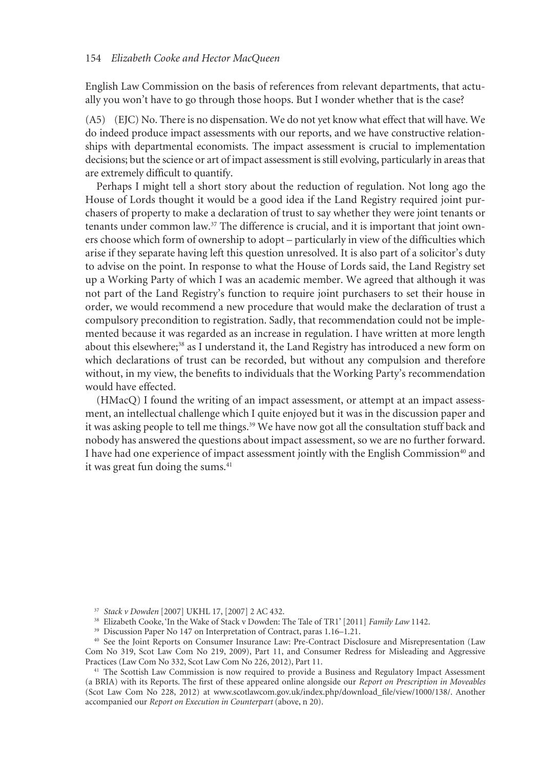English Law Commission on the basis of references from relevant departments, that actually you won't have to go through those hoops. But I wonder whether that is the case?

(A5) (EJC) No. There is no dispensation. We do not yet know what effect that will have. We do indeed produce impact assessments with our reports, and we have constructive relationships with departmental economists. The impact assessment is crucial to implementation decisions; but the science or art of impact assessment is still evolving, particularly in areas that are extremely difficult to quantify.

Perhaps I might tell a short story about the reduction of regulation. Not long ago the House of Lords thought it would be a good idea if the Land Registry required joint purchasers of property to make a declaration of trust to say whether they were joint tenants or tenants under common law.[37] The difference is crucial, and it is important that joint owners choose which form of ownership to adopt – particularly in view of the difficulties which arise if they separate having left this question unresolved. It is also part of a solicitor's duty to advise on the point. In response to what the House of Lords said, the Land Registry set up a Working Party of which I was an academic member. We agreed that although it was not part of the Land Registry's function to require joint purchasers to set their house in order, we would recommend a new procedure that would make the declaration of trust a compulsory precondition to registration. Sadly, that recommendation could not be implemented because it was regarded as an increase in regulation. I have written at more length about this elsewhere;[38] as I understand it, the Land Registry has introduced a new form on which declarations of trust can be recorded, but without any compulsion and therefore without, in my view, the benefits to individuals that the Working Party's recommendation would have effected.

(HMacQ) I found the writing of an impact assessment, or attempt at an impact assessment, an intellectual challenge which I quite enjoyed but it was in the discussion paper and it was asking people to tell me things.[39] We have now got all the consultation stuff back and nobody has answered the questions about impact assessment, so we are no further forward. I have had one experience of impact assessment jointly with the English Commission[40] and it was great fun doing the sums.[41]

---

[37] *Stack v Dowden* [2007] UKHL 17, [2007] 2 AC 432.

[38] Elizabeth Cooke, 'In the Wake of Stack v Dowden: The Tale of TR1' [2011] *Family Law* 1142.

[39] Discussion Paper No 147 on Interpretation of Contract, paras 1.16–1.21.

[40] See the Joint Reports on Consumer Insurance Law: Pre-Contract Disclosure and Misrepresentation (Law Com No 319, Scot Law Com No 219, 2009), Part 11, and Consumer Redress for Misleading and Aggressive Practices (Law Com No 332, Scot Law Com No 226, 2012), Part 11.

[41] The Scottish Law Commission is now required to provide a Business and Regulatory Impact Assessment (a BRIA) with its Reports. The first of these appeared online alongside our *Report on Prescription in Moveables* (Scot Law Com No 228, 2012) at www.scotlawcom.gov.uk/index.php/download_file/view/1000/138/. Another accompanied our *Report on Execution in Counterpart* (above, n 20).